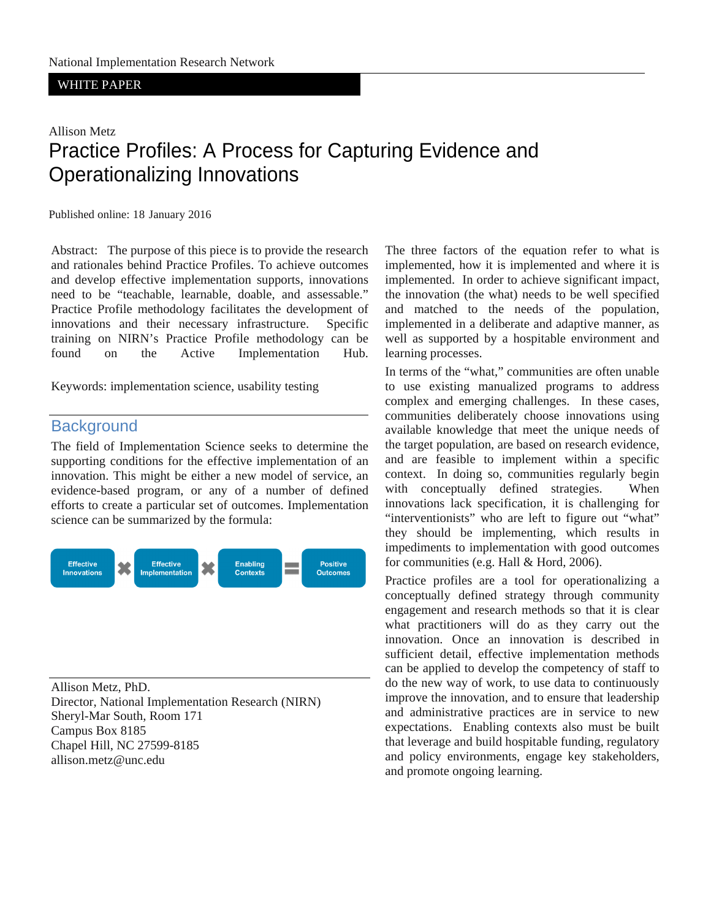National Implementation Research Network

WHITE PAPER

Allison Metz

# Practice Profiles: A Process for Capturing Evidence and Operationalizing Innovations

Published online: 18 January 2016

Abstract: The purpose of this piece is to provide the research and rationales behind Practice Profiles. To achieve outcomes and develop effective implementation supports, innovations need to be "teachable, learnable, doable, and assessable." Practice Profile methodology facilitates the development of innovations and their necessary infrastructure. Specific training on NIRN's Practice Profile methodology can be found on the Active Implementation Hub.

Keywords: implementation science, usability testing

## Background

The field of Implementation Science seeks to determine the supporting conditions for the effective implementation of an innovation. This might be either a new model of service, an evidence-based program, or any of a number of defined efforts to create a particular set of outcomes. Implementation science can be summarized by the formula:

Effective Innovations ✖ Effective Implementation ✖ Enabling Contexts = Positive Outcomes

The three factors of the equation refer to what is implemented, how it is implemented and where it is implemented. In order to achieve significant impact, the innovation (the what) needs to be well specified and matched to the needs of the population, implemented in a deliberate and adaptive manner, as well as supported by a hospitable environment and learning processes.

In terms of the "what," communities are often unable to use existing manualized programs to address complex and emerging challenges. In these cases, communities deliberately choose innovations using available knowledge that meet the unique needs of the target population, are based on research evidence, and are feasible to implement within a specific context. In doing so, communities regularly begin with conceptually defined strategies. When innovations lack specification, it is challenging for "interventionists" who are left to figure out "what" they should be implementing, which results in impediments to implementation with good outcomes for communities (e.g. Hall & Hord, 2006).

Practice profiles are a tool for operationalizing a conceptually defined strategy through community engagement and research methods so that it is clear what practitioners will do as they carry out the innovation. Once an innovation is described in sufficient detail, effective implementation methods can be applied to develop the competency of staff to do the new way of work, to use data to continuously improve the innovation, and to ensure that leadership and administrative practices are in service to new expectations. Enabling contexts also must be built that leverage and build hospitable funding, regulatory and policy environments, engage key stakeholders, and promote ongoing learning.

---

Allison Metz, PhD.
Director, National Implementation Research (NIRN)
Sheryl-Mar South, Room 171
Campus Box 8185
Chapel Hill, NC 27599-8185
allison.metz@unc.edu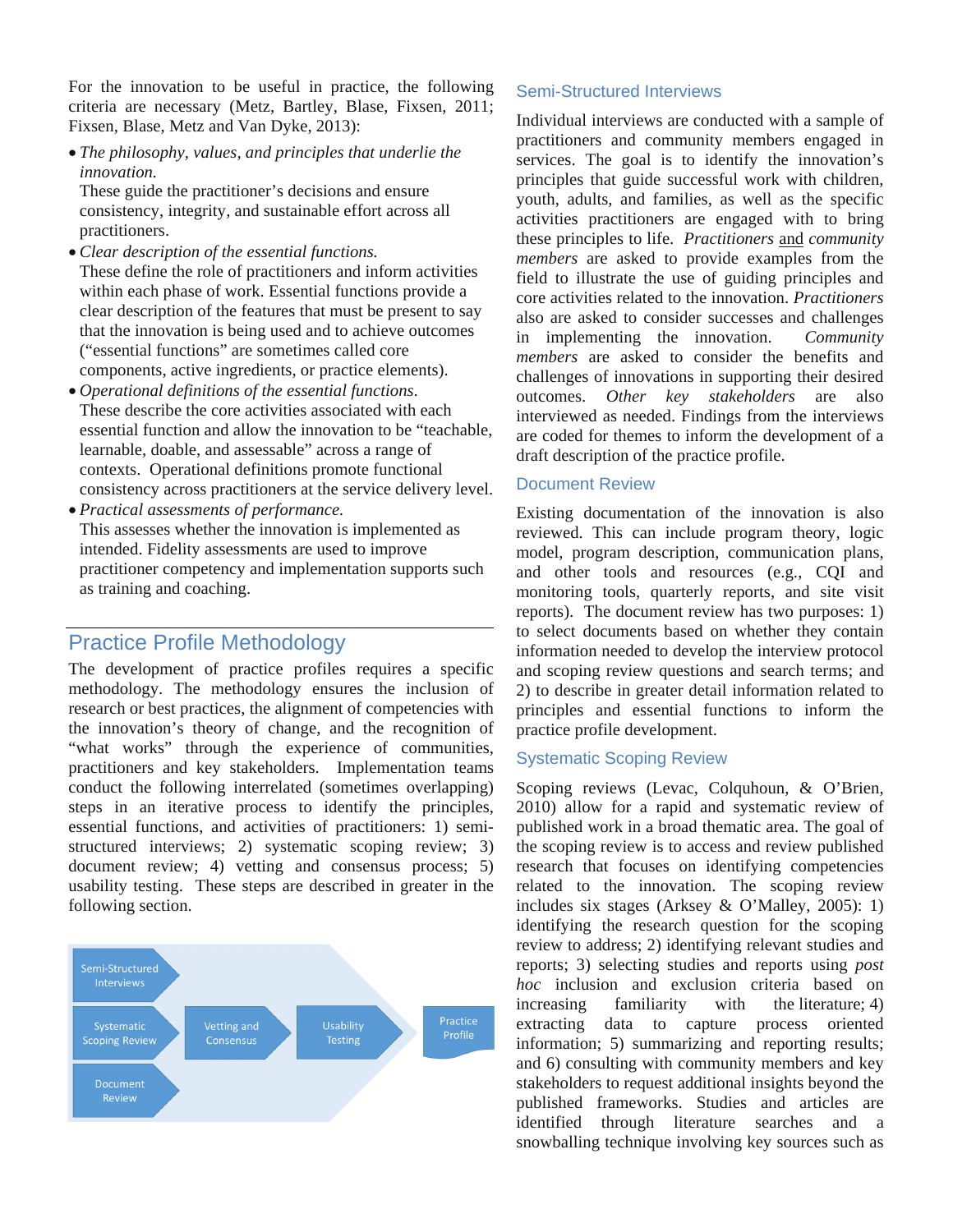For the innovation to be useful in practice, the following criteria are necessary (Metz, Bartley, Blase, Fixsen, 2011; Fixsen, Blase, Metz and Van Dyke, 2013):

- *The philosophy, values, and principles that underlie the innovation.*
  These guide the practitioner's decisions and ensure consistency, integrity, and sustainable effort across all practitioners.
- *Clear description of the essential functions.*
  These define the role of practitioners and inform activities within each phase of work. Essential functions provide a clear description of the features that must be present to say that the innovation is being used and to achieve outcomes ("essential functions" are sometimes called core components, active ingredients, or practice elements).
- *Operational definitions of the essential functions.*
  These describe the core activities associated with each essential function and allow the innovation to be "teachable, learnable, doable, and assessable" across a range of contexts. Operational definitions promote functional consistency across practitioners at the service delivery level.
- *Practical assessments of performance.*
  This assesses whether the innovation is implemented as intended. Fidelity assessments are used to improve practitioner competency and implementation supports such as training and coaching.

## Practice Profile Methodology

The development of practice profiles requires a specific methodology. The methodology ensures the inclusion of research or best practices, the alignment of competencies with the innovation's theory of change, and the recognition of "what works" through the experience of communities, practitioners and key stakeholders. Implementation teams conduct the following interrelated (sometimes overlapping) steps in an iterative process to identify the principles, essential functions, and activities of practitioners: 1) semi-structured interviews; 2) systematic scoping review; 3) document review; 4) vetting and consensus process; 5) usability testing. These steps are described in greater in the following section.

Semi-Structured Interviews

Systematic Scoping Review

Document Review

Vetting and Consensus

Usability Testing

Practice Profile

### Semi-Structured Interviews

Individual interviews are conducted with a sample of practitioners and community members engaged in services. The goal is to identify the innovation's principles that guide successful work with children, youth, adults, and families, as well as the specific activities practitioners are engaged with to bring these principles to life. *Practitioners* and *community members* are asked to provide examples from the field to illustrate the use of guiding principles and core activities related to the innovation. *Practitioners* also are asked to consider successes and challenges in implementing the innovation. *Community members* are asked to consider the benefits and challenges of innovations in supporting their desired outcomes. *Other key stakeholders* are also interviewed as needed. Findings from the interviews are coded for themes to inform the development of a draft description of the practice profile.

### Document Review

Existing documentation of the innovation is also reviewed. This can include program theory, logic model, program description, communication plans, and other tools and resources (e.g., CQI and monitoring tools, quarterly reports, and site visit reports). The document review has two purposes: 1) to select documents based on whether they contain information needed to develop the interview protocol and scoping review questions and search terms; and 2) to describe in greater detail information related to principles and essential functions to inform the practice profile development.

### Systematic Scoping Review

Scoping reviews (Levac, Colquhoun, & O'Brien, 2010) allow for a rapid and systematic review of published work in a broad thematic area. The goal of the scoping review is to access and review published research that focuses on identifying competencies related to the innovation. The scoping review includes six stages (Arksey & O'Malley, 2005): 1) identifying the research question for the scoping review to address; 2) identifying relevant studies and reports; 3) selecting studies and reports using *post hoc* inclusion and exclusion criteria based on increasing familiarity with the literature; 4) extracting data to capture process oriented information; 5) summarizing and reporting results; and 6) consulting with community members and key stakeholders to request additional insights beyond the published frameworks. Studies and articles are identified through literature searches and a snowballing technique involving key sources such as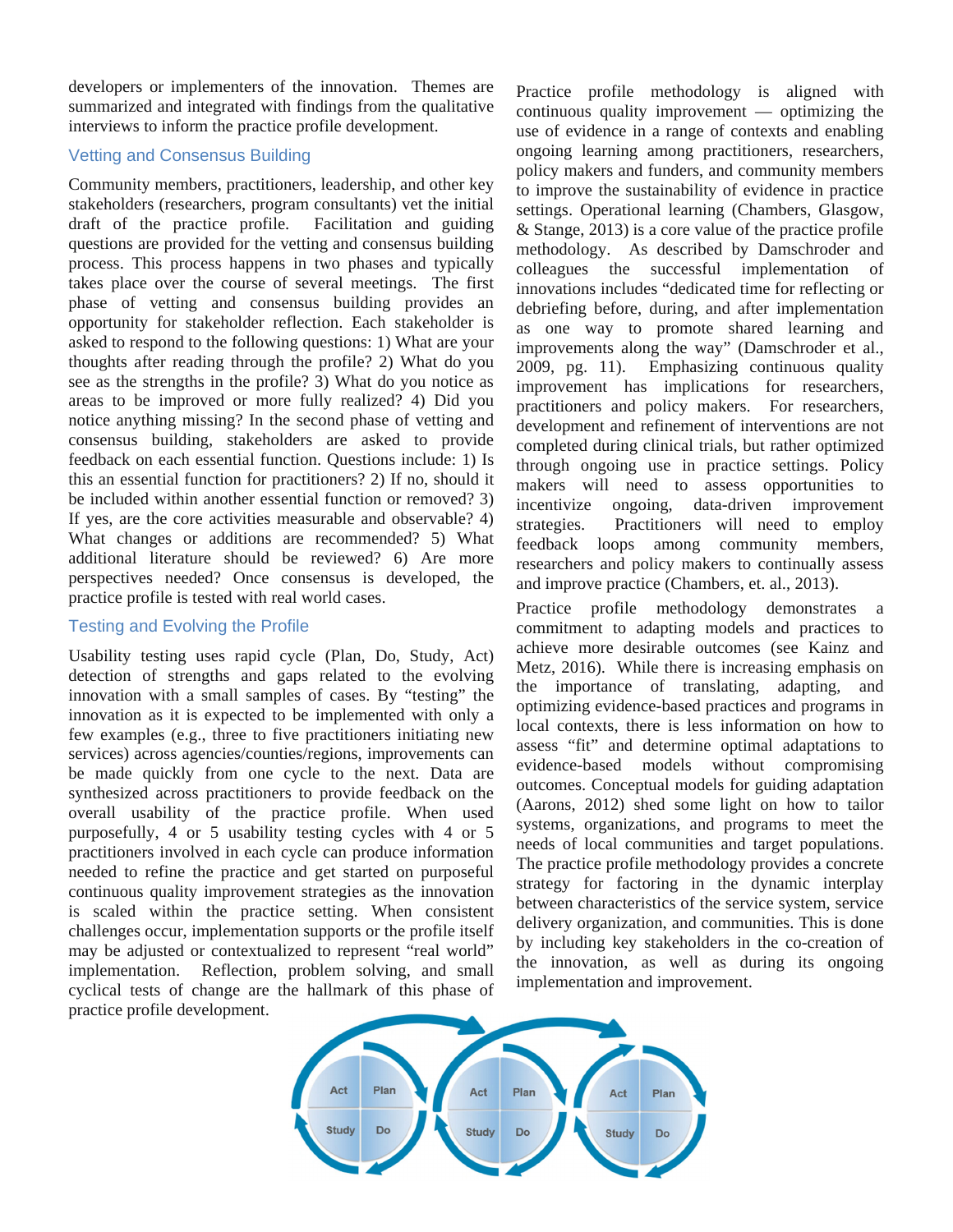developers or implementers of the innovation. Themes are summarized and integrated with findings from the qualitative interviews to inform the practice profile development.

### Vetting and Consensus Building

Community members, practitioners, leadership, and other key stakeholders (researchers, program consultants) vet the initial draft of the practice profile. Facilitation and guiding questions are provided for the vetting and consensus building process. This process happens in two phases and typically takes place over the course of several meetings. The first phase of vetting and consensus building provides an opportunity for stakeholder reflection. Each stakeholder is asked to respond to the following questions: 1) What are your thoughts after reading through the profile? 2) What do you see as the strengths in the profile? 3) What do you notice as areas to be improved or more fully realized? 4) Did you notice anything missing? In the second phase of vetting and consensus building, stakeholders are asked to provide feedback on each essential function. Questions include: 1) Is this an essential function for practitioners? 2) If no, should it be included within another essential function or removed? 3) If yes, are the core activities measurable and observable? 4) What changes or additions are recommended? 5) What additional literature should be reviewed? 6) Are more perspectives needed? Once consensus is developed, the practice profile is tested with real world cases.

### Testing and Evolving the Profile

Usability testing uses rapid cycle (Plan, Do, Study, Act) detection of strengths and gaps related to the evolving innovation with a small samples of cases. By "testing" the innovation as it is expected to be implemented with only a few examples (e.g., three to five practitioners initiating new services) across agencies/counties/regions, improvements can be made quickly from one cycle to the next. Data are synthesized across practitioners to provide feedback on the overall usability of the practice profile. When used purposefully, 4 or 5 usability testing cycles with 4 or 5 practitioners involved in each cycle can produce information needed to refine the practice and get started on purposeful continuous quality improvement strategies as the innovation is scaled within the practice setting. When consistent challenges occur, implementation supports or the profile itself may be adjusted or contextualized to represent "real world" implementation. Reflection, problem solving, and small cyclical tests of change are the hallmark of this phase of practice profile development.

Practice profile methodology is aligned with continuous quality improvement — optimizing the use of evidence in a range of contexts and enabling ongoing learning among practitioners, researchers, policy makers and funders, and community members to improve the sustainability of evidence in practice settings. Operational learning (Chambers, Glasgow, & Stange, 2013) is a core value of the practice profile methodology. As described by Damschroder and colleagues the successful implementation of innovations includes "dedicated time for reflecting or debriefing before, during, and after implementation as one way to promote shared learning and improvements along the way" (Damschroder et al., 2009, pg. 11). Emphasizing continuous quality improvement has implications for researchers, practitioners and policy makers. For researchers, development and refinement of interventions are not completed during clinical trials, but rather optimized through ongoing use in practice settings. Policy makers will need to assess opportunities to incentivize ongoing, data-driven improvement strategies. Practitioners will need to employ feedback loops among community members, researchers and policy makers to continually assess and improve practice (Chambers, et. al., 2013).

Practice profile methodology demonstrates a commitment to adapting models and practices to achieve more desirable outcomes (see Kainz and Metz, 2016). While there is increasing emphasis on the importance of translating, adapting, and optimizing evidence-based practices and programs in local contexts, there is less information on how to assess "fit" and determine optimal adaptations to evidence-based models without compromising outcomes. Conceptual models for guiding adaptation (Aarons, 2012) shed some light on how to tailor systems, organizations, and programs to meet the needs of local communities and target populations. The practice profile methodology provides a concrete strategy for factoring in the dynamic interplay between characteristics of the service system, service delivery organization, and communities. This is done by including key stakeholders in the co-creation of the innovation, as well as during its ongoing implementation and improvement.

Act Plan Study Do

Act Plan Study Do

Act Plan Study Do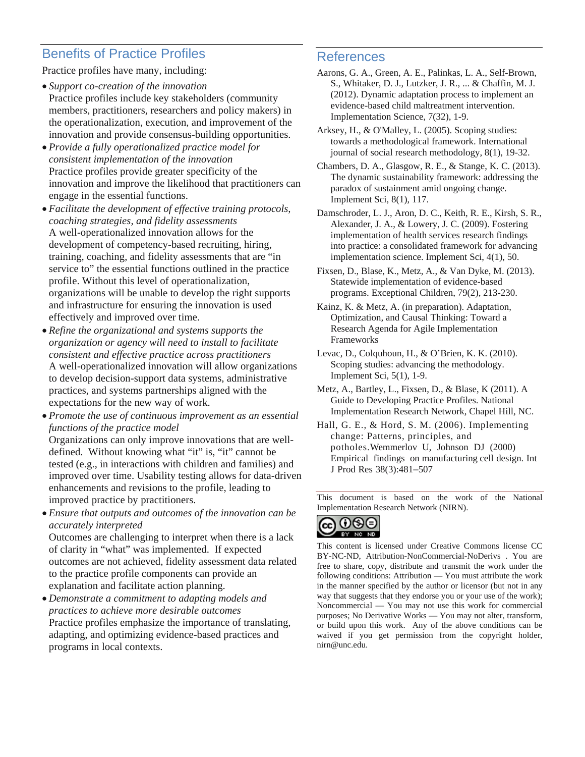## Benefits of Practice Profiles

Practice profiles have many, including:

- *Support co-creation of the innovation*
  Practice profiles include key stakeholders (community members, practitioners, researchers and policy makers) in the operationalization, execution, and improvement of the innovation and provide consensus-building opportunities.
- *Provide a fully operationalized practice model for consistent implementation of the innovation*
  Practice profiles provide greater specificity of the innovation and improve the likelihood that practitioners can engage in the essential functions.
- *Facilitate the development of effective training protocols, coaching strategies, and fidelity assessments*
  A well-operationalized innovation allows for the development of competency-based recruiting, hiring, training, coaching, and fidelity assessments that are "in service to" the essential functions outlined in the practice profile. Without this level of operationalization, organizations will be unable to develop the right supports and infrastructure for ensuring the innovation is used effectively and improved over time.
- *Refine the organizational and systems supports the organization or agency will need to install to facilitate consistent and effective practice across practitioners*
  A well-operationalized innovation will allow organizations to develop decision-support data systems, administrative practices, and systems partnerships aligned with the expectations for the new way of work.
- *Promote the use of continuous improvement as an essential functions of the practice model*
  Organizations can only improve innovations that are well-defined. Without knowing what "it" is, "it" cannot be tested (e.g., in interactions with children and families) and improved over time. Usability testing allows for data-driven enhancements and revisions to the profile, leading to improved practice by practitioners.
- *Ensure that outputs and outcomes of the innovation can be accurately interpreted*
  Outcomes are challenging to interpret when there is a lack of clarity in "what" was implemented. If expected outcomes are not achieved, fidelity assessment data related to the practice profile components can provide an explanation and facilitate action planning.
- *Demonstrate a commitment to adapting models and practices to achieve more desirable outcomes*
  Practice profiles emphasize the importance of translating, adapting, and optimizing evidence-based practices and programs in local contexts.

## References

Aarons, G. A., Green, A. E., Palinkas, L. A., Self-Brown, S., Whitaker, D. J., Lutzker, J. R., ... & Chaffin, M. J. (2012). Dynamic adaptation process to implement an evidence-based child maltreatment intervention. Implementation Science, 7(32), 1-9.

Arksey, H., & O'Malley, L. (2005). Scoping studies: towards a methodological framework. International journal of social research methodology, 8(1), 19-32.

Chambers, D. A., Glasgow, R. E., & Stange, K. C. (2013). The dynamic sustainability framework: addressing the paradox of sustainment amid ongoing change. Implement Sci, 8(1), 117.

Damschroder, L. J., Aron, D. C., Keith, R. E., Kirsh, S. R., Alexander, J. A., & Lowery, J. C. (2009). Fostering implementation of health services research findings into practice: a consolidated framework for advancing implementation science. Implement Sci, 4(1), 50.

Fixsen, D., Blase, K., Metz, A., & Van Dyke, M. (2013). Statewide implementation of evidence-based programs. Exceptional Children, 79(2), 213-230.

Kainz, K. & Metz, A. (in preparation). Adaptation, Optimization, and Causal Thinking: Toward a Research Agenda for Agile Implementation Frameworks

Levac, D., Colquhoun, H., & O'Brien, K. K. (2010). Scoping studies: advancing the methodology. Implement Sci, 5(1), 1-9.

Metz, A., Bartley, L., Fixsen, D., & Blase, K (2011). A Guide to Developing Practice Profiles. National Implementation Research Network, Chapel Hill, NC.

Hall, G. E., & Hord, S. M. (2006). Implementing change: Patterns, principles, and potholes.Wemmerlov U, Johnson DJ (2000) Empirical findings on manufacturing cell design. Int J Prod Res 38(3):481–507

This document is based on the work of the National Implementation Research Network (NIRN).

This content is licensed under Creative Commons license CC BY-NC-ND, Attribution-NonCommercial-NoDerivs . You are free to share, copy, distribute and transmit the work under the following conditions: Attribution — You must attribute the work in the manner specified by the author or licensor (but not in any way that suggests that they endorse you or your use of the work); Noncommercial — You may not use this work for commercial purposes; No Derivative Works — You may not alter, transform, or build upon this work. Any of the above conditions can be waived if you get permission from the copyright holder, nirn@unc.edu.